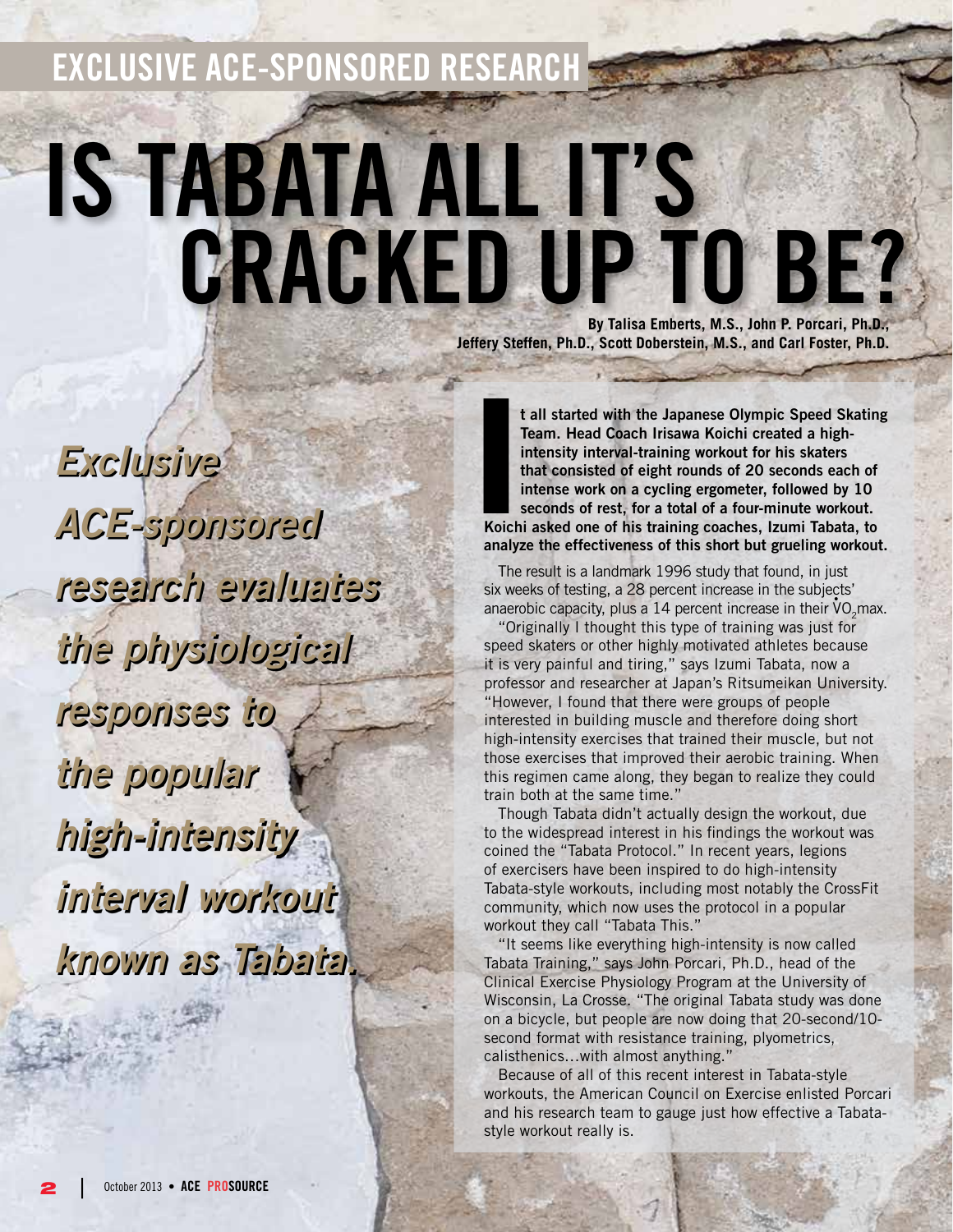EXCLUSIVE ACE-SPONSORED RESEARCH

# IS TABATA ALL IT'S CRACKED UP TO BE?

**By Talisa Emberts, M.S., John P. Porcari, Ph.D., Jeffery Steffen, Ph.D., Scott Doberstein, M.S., and Carl Foster, Ph.D.**

***Exclusive ACE-sponsored research evaluates the physiological responses to the popular high-intensity interval workout known as Tabata.***

**It all started with the Japanese Olympic Speed Skating Team. Head Coach Irisawa Koichi created a high-intensity interval-training workout for his skaters that consisted of eight rounds of 20 seconds each of intense work on a cycling ergometer, followed by 10 seconds of rest, for a total of a four-minute workout. Koichi asked one of his training coaches, Izumi Tabata, to analyze the effectiveness of this short but grueling workout.**

The result is a landmark 1996 study that found, in just six weeks of testing, a 28 percent increase in the subjects' anaerobic capacity, plus a 14 percent increase in their $\dot{V}O_2$max.

"Originally I thought this type of training was just for speed skaters or other highly motivated athletes because it is very painful and tiring," says Izumi Tabata, now a professor and researcher at Japan's Ritsumeikan University. "However, I found that there were groups of people interested in building muscle and therefore doing short high-intensity exercises that trained their muscle, but not those exercises that improved their aerobic training. When this regimen came along, they began to realize they could train both at the same time."

Though Tabata didn't actually design the workout, due to the widespread interest in his findings the workout was coined the "Tabata Protocol." In recent years, legions of exercisers have been inspired to do high-intensity Tabata-style workouts, including most notably the CrossFit community, which now uses the protocol in a popular workout they call "Tabata This."

"It seems like everything high-intensity is now called Tabata Training," says John Porcari, Ph.D., head of the Clinical Exercise Physiology Program at the University of Wisconsin, La Crosse. "The original Tabata study was done on a bicycle, but people are now doing that 20-second/10-second format with resistance training, plyometrics, calisthenics…with almost anything."

Because of all of this recent interest in Tabata-style workouts, the American Council on Exercise enlisted Porcari and his research team to gauge just how effective a Tabata-style workout really is.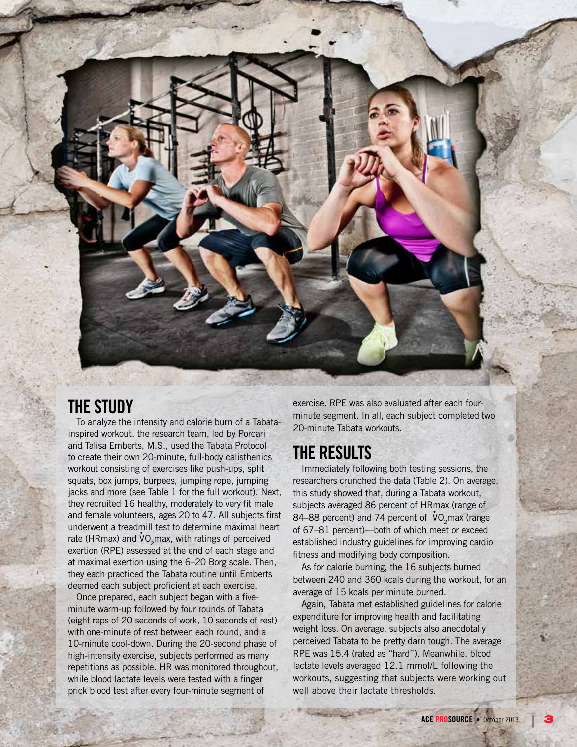## THE STUDY

To analyze the intensity and calorie burn of a Tabata-inspired workout, the research team, led by Porcari and Talisa Emberts, M.S., used the Tabata Protocol to create their own 20-minute, full-body calisthenics workout consisting of exercises like push-ups, split squats, box jumps, burpees, jumping rope, jumping jacks and more (see Table 1 for the full workout). Next, they recruited 16 healthy, moderately to very fit male and female volunteers, ages 20 to 47. All subjects first underwent a treadmill test to determine maximal heart rate (HRmax) and $\dot{V}O_2$max, with ratings of perceived exertion (RPE) assessed at the end of each stage and at maximal exertion using the 6–20 Borg scale. Then, they each practiced the Tabata routine until Emberts deemed each subject proficient at each exercise.

Once prepared, each subject began with a five-minute warm-up followed by four rounds of Tabata (eight reps of 20 seconds of work, 10 seconds of rest) with one-minute of rest between each round, and a 10-minute cool-down. During the 20-second phase of high-intensity exercise, subjects performed as many repetitions as possible. HR was monitored throughout, while blood lactate levels were tested with a finger prick blood test after every four-minute segment of exercise. RPE was also evaluated after each four-minute segment. In all, each subject completed two 20-minute Tabata workouts.

## THE RESULTS

Immediately following both testing sessions, the researchers crunched the data (Table 2). On average, this study showed that, during a Tabata workout, subjects averaged 86 percent of HRmax (range of 84–88 percent) and 74 percent of $\dot{V}O_2$max (range of 67–81 percent)—both of which meet or exceed established industry guidelines for improving cardio fitness and modifying body composition.

As for calorie burning, the 16 subjects burned between 240 and 360 kcals during the workout, for an average of 15 kcals per minute burned.

Again, Tabata met established guidelines for calorie expenditure for improving health and facilitating weight loss. On average, subjects also anecdotally perceived Tabata to be pretty darn tough. The average RPE was 15.4 (rated as "hard"). Meanwhile, blood lactate levels averaged 12.1 mmol/L following the workouts, suggesting that subjects were working out well above their lactate thresholds.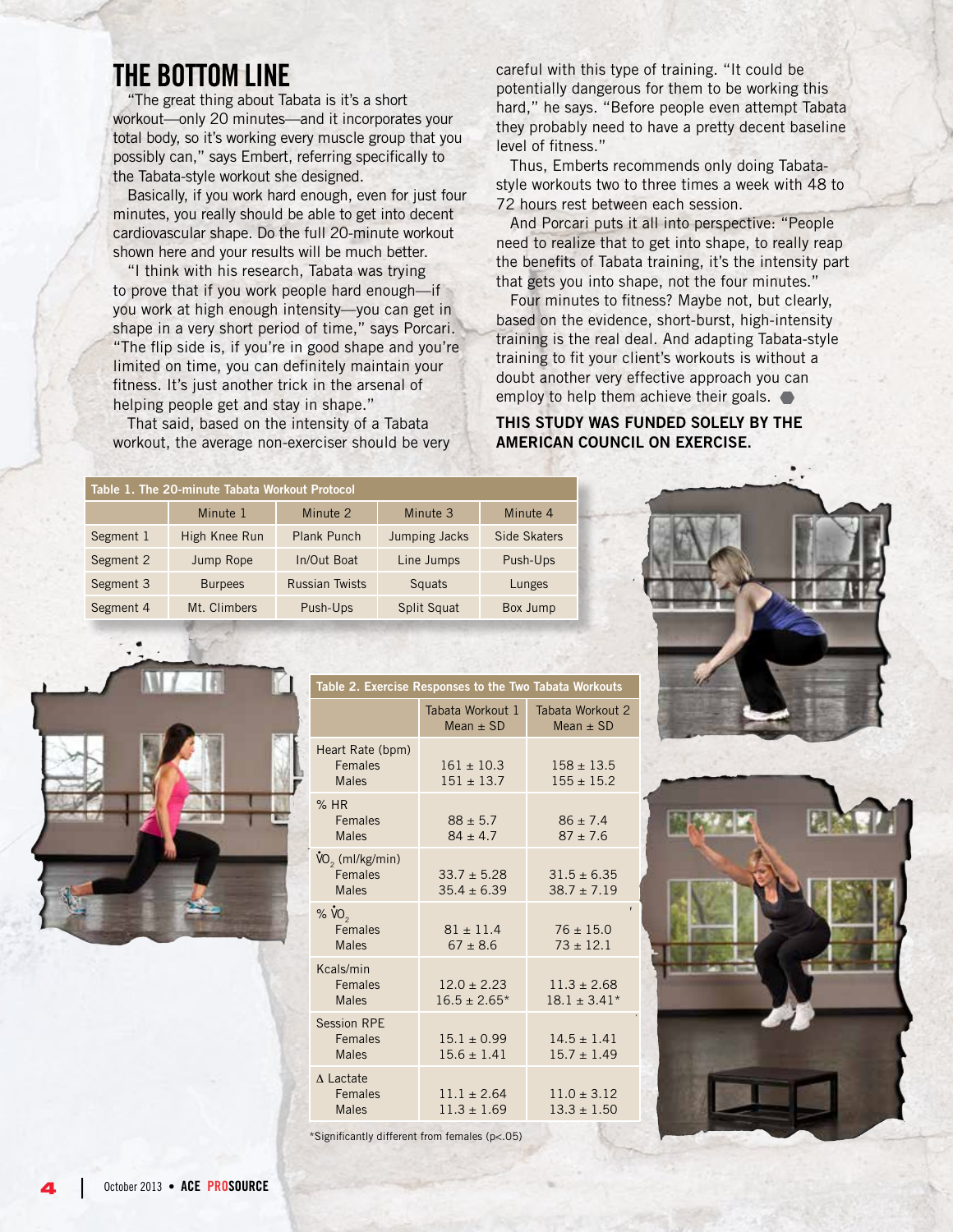## THE BOTTOM LINE

"The great thing about Tabata is it's a short workout—only 20 minutes—and it incorporates your total body, so it's working every muscle group that you possibly can," says Embert, referring specifically to the Tabata-style workout she designed.

Basically, if you work hard enough, even for just four minutes, you really should be able to get into decent cardiovascular shape. Do the full 20-minute workout shown here and your results will be much better.

"I think with his research, Tabata was trying to prove that if you work people hard enough—if you work at high enough intensity—you can get in shape in a very short period of time," says Porcari. "The flip side is, if you're in good shape and you're limited on time, you can definitely maintain your fitness. It's just another trick in the arsenal of helping people get and stay in shape."

That said, based on the intensity of a Tabata workout, the average non-exerciser should be very careful with this type of training. "It could be potentially dangerous for them to be working this hard," he says. "Before people even attempt Tabata they probably need to have a pretty decent baseline level of fitness."

Thus, Emberts recommends only doing Tabata-style workouts two to three times a week with 48 to 72 hours rest between each session.

And Porcari puts it all into perspective: "People need to realize that to get into shape, to really reap the benefits of Tabata training, it's the intensity part that gets you into shape, not the four minutes."

Four minutes to fitness? Maybe not, but clearly, based on the evidence, short-burst, high-intensity training is the real deal. And adapting Tabata-style training to fit your client's workouts is without a doubt another very effective approach you can employ to help them achieve their goals.

**THIS STUDY WAS FUNDED SOLELY BY THE AMERICAN COUNCIL ON EXERCISE.**

**Table 1. The 20-minute Tabata Workout Protocol**

| | Minute 1 | Minute 2 | Minute 3 | Minute 4 |
|---|---|---|---|---|
| Segment 1 | High Knee Run | Plank Punch | Jumping Jacks | Side Skaters |
| Segment 2 | Jump Rope | In/Out Boat | Line Jumps | Push-Ups |
| Segment 3 | Burpees | Russian Twists | Squats | Lunges |
| Segment 4 | Mt. Climbers | Push-Ups | Split Squat | Box Jump |

**Table 2. Exercise Responses to the Two Tabata Workouts**

| | Tabata Workout 1 Mean ± SD | Tabata Workout 2 Mean ± SD |
|---|---|---|
| Heart Rate (bpm) | | |
| Females | 161 ± 10.3 | 158 ± 13.5 |
| Males | 151 ± 13.7 | 155 ± 15.2 |
| % HR | | |
| Females | 88 ± 5.7 | 86 ± 7.4 |
| Males | 84 ± 4.7 | 87 ± 7.6 |
| $\dot{V}O_2$ (ml/kg/min) | | |
| Females | 33.7 ± 5.28 | 31.5 ± 6.35 |
| Males | 35.4 ± 6.39 | 38.7 ± 7.19 |
| % $\dot{V}O_2$ | | |
| Females | 81 ± 11.4 | 76 ± 15.0 |
| Males | 67 ± 8.6 | 73 ± 12.1 |
| Kcals/min | | |
| Females | 12.0 ± 2.23 | 11.3 ± 2.68 |
| Males | 16.5 ± 2.65* | 18.1 ± 3.41* |
| Session RPE | | |
| Females | 15.1 ± 0.99 | 14.5 ± 1.41 |
| Males | 15.6 ± 1.41 | 15.7 ± 1.49 |
| Δ Lactate | | |
| Females | 11.1 ± 2.64 | 11.0 ± 3.12 |
| Males | 11.3 ± 1.69 | 13.3 ± 1.50 |

*Significantly different from females ($p<.05$)